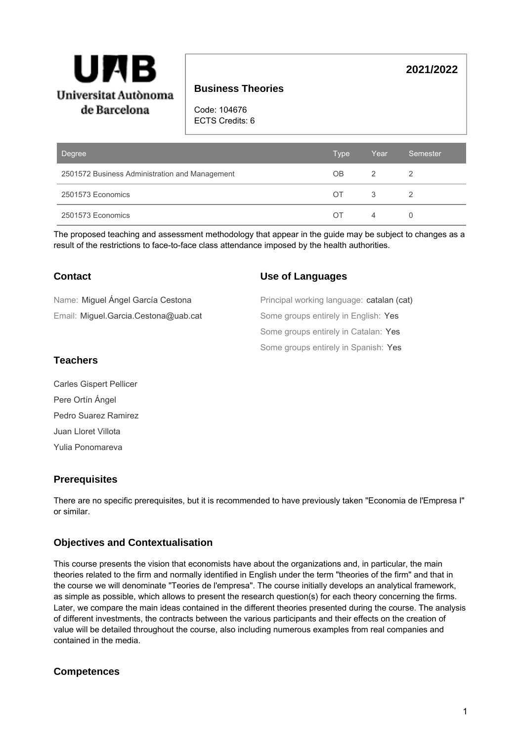Universitat Autònoma de Barcelona

**2021/2022**

# Business Theories

Code: 104676
ECTS Credits: 6

| Degree | Type | Year | Semester |
| --- | --- | --- | --- |
| 2501572 Business Administration and Management | OB | 2 | 2 |
| 2501573 Economics | OT | 3 | 2 |
| 2501573 Economics | OT | 4 | 0 |

The proposed teaching and assessment methodology that appear in the guide may be subject to changes as a result of the restrictions to face-to-face class attendance imposed by the health authorities.

## Contact

Name: Miguel Ángel García Cestona

Email: Miguel.Garcia.Cestona@uab.cat

## Use of Languages

Principal working language: catalan (cat)

Some groups entirely in English: Yes

Some groups entirely in Catalan: Yes

Some groups entirely in Spanish: Yes

## Teachers

Carles Gispert Pellicer

Pere Ortín Ángel

Pedro Suarez Ramirez

Juan Lloret Villota

Yulia Ponomareva

## Prerequisites

There are no specific prerequisites, but it is recommended to have previously taken "Economia de l'Empresa I" or similar.

## Objectives and Contextualisation

This course presents the vision that economists have about the organizations and, in particular, the main theories related to the firm and normally identified in English under the term "theories of the firm" and that in the course we will denominate "Teories de l'empresa". The course initially develops an analytical framework, as simple as possible, which allows to present the research question(s) for each theory concerning the firms. Later, we compare the main ideas contained in the different theories presented during the course. The analysis of different investments, the contracts between the various participants and their effects on the creation of value will be detailed throughout the course, also including numerous examples from real companies and contained in the media.

## Competences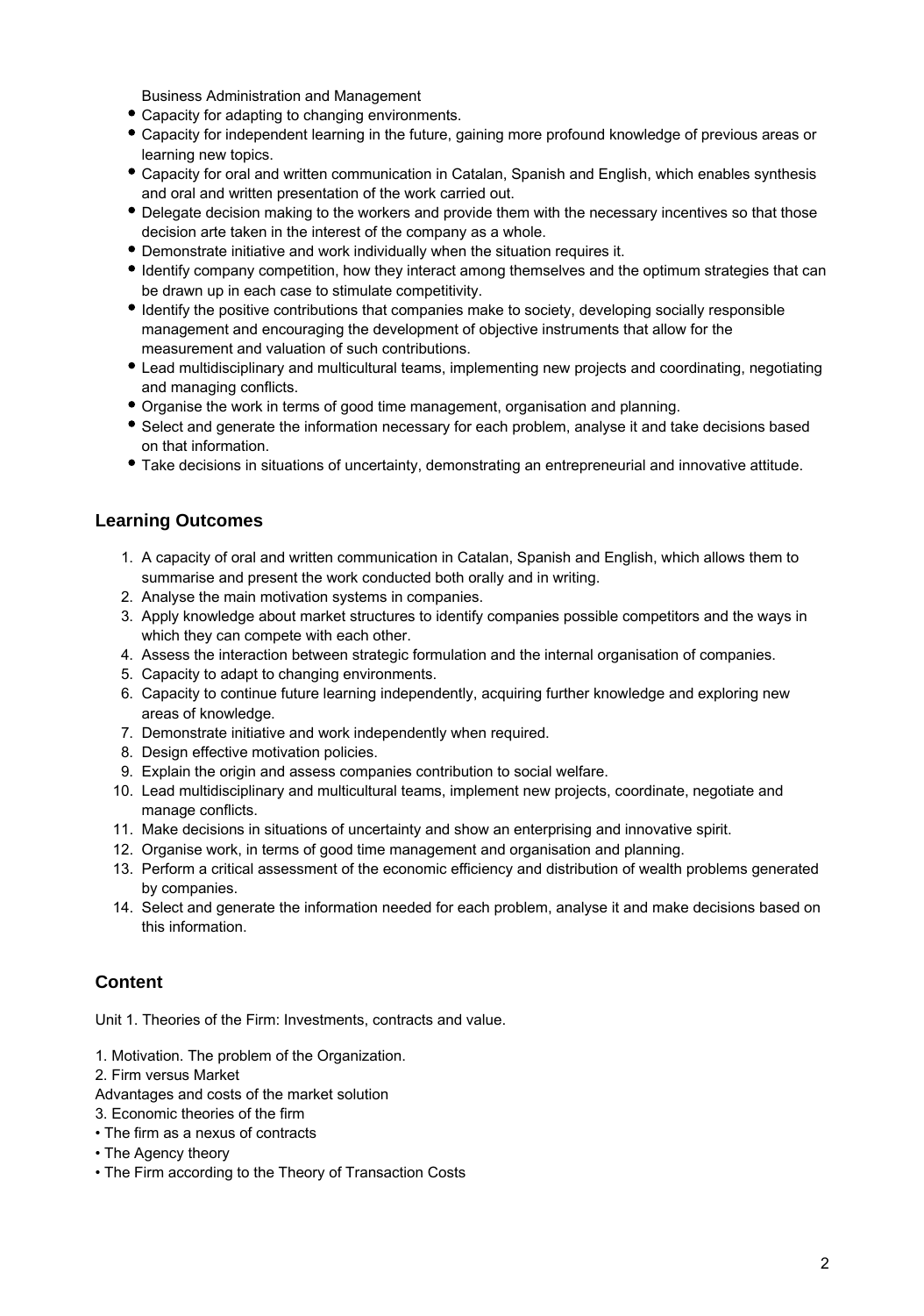Business Administration and Management

- Capacity for adapting to changing environments.
- Capacity for independent learning in the future, gaining more profound knowledge of previous areas or learning new topics.
- Capacity for oral and written communication in Catalan, Spanish and English, which enables synthesis and oral and written presentation of the work carried out.
- Delegate decision making to the workers and provide them with the necessary incentives so that those decision arte taken in the interest of the company as a whole.
- Demonstrate initiative and work individually when the situation requires it.
- Identify company competition, how they interact among themselves and the optimum strategies that can be drawn up in each case to stimulate competitivity.
- Identify the positive contributions that companies make to society, developing socially responsible management and encouraging the development of objective instruments that allow for the measurement and valuation of such contributions.
- Lead multidisciplinary and multicultural teams, implementing new projects and coordinating, negotiating and managing conflicts.
- Organise the work in terms of good time management, organisation and planning.
- Select and generate the information necessary for each problem, analyse it and take decisions based on that information.
- Take decisions in situations of uncertainty, demonstrating an entrepreneurial and innovative attitude.

## Learning Outcomes

1. A capacity of oral and written communication in Catalan, Spanish and English, which allows them to summarise and present the work conducted both orally and in writing.
2. Analyse the main motivation systems in companies.
3. Apply knowledge about market structures to identify companies possible competitors and the ways in which they can compete with each other.
4. Assess the interaction between strategic formulation and the internal organisation of companies.
5. Capacity to adapt to changing environments.
6. Capacity to continue future learning independently, acquiring further knowledge and exploring new areas of knowledge.
7. Demonstrate initiative and work independently when required.
8. Design effective motivation policies.
9. Explain the origin and assess companies contribution to social welfare.
10. Lead multidisciplinary and multicultural teams, implement new projects, coordinate, negotiate and manage conflicts.
11. Make decisions in situations of uncertainty and show an enterprising and innovative spirit.
12. Organise work, in terms of good time management and organisation and planning.
13. Perform a critical assessment of the economic efficiency and distribution of wealth problems generated by companies.
14. Select and generate the information needed for each problem, analyse it and make decisions based on this information.

## Content

Unit 1. Theories of the Firm: Investments, contracts and value.

1. Motivation. The problem of the Organization.
2. Firm versus Market

Advantages and costs of the market solution

3. Economic theories of the firm

• The firm as a nexus of contracts
• The Agency theory
• The Firm according to the Theory of Transaction Costs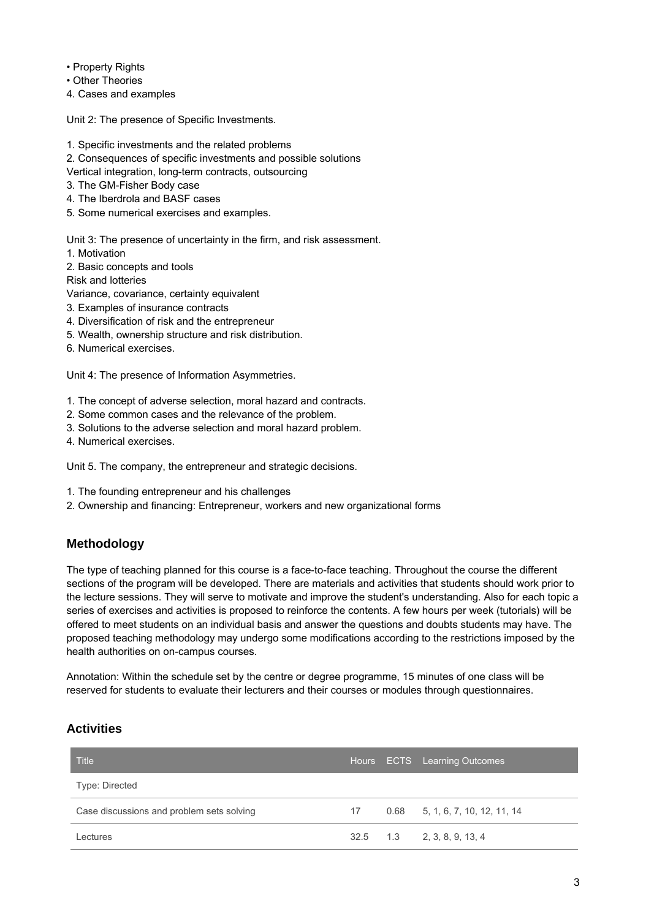- Property Rights
- Other Theories

4. Cases and examples

Unit 2: The presence of Specific Investments.

1. Specific investments and the related problems
2. Consequences of specific investments and possible solutions

Vertical integration, long-term contracts, outsourcing

3. The GM-Fisher Body case
4. The Iberdrola and BASF cases
5. Some numerical exercises and examples.

Unit 3: The presence of uncertainty in the firm, and risk assessment.

1. Motivation
2. Basic concepts and tools

Risk and lotteries

Variance, covariance, certainty equivalent

3. Examples of insurance contracts
4. Diversification of risk and the entrepreneur
5. Wealth, ownership structure and risk distribution.
6. Numerical exercises.

Unit 4: The presence of Information Asymmetries.

1. The concept of adverse selection, moral hazard and contracts.
2. Some common cases and the relevance of the problem.
3. Solutions to the adverse selection and moral hazard problem.
4. Numerical exercises.

Unit 5. The company, the entrepreneur and strategic decisions.

1. The founding entrepreneur and his challenges
2. Ownership and financing: Entrepreneur, workers and new organizational forms

## Methodology

The type of teaching planned for this course is a face-to-face teaching. Throughout the course the different sections of the program will be developed. There are materials and activities that students should work prior to the lecture sessions. They will serve to motivate and improve the student's understanding. Also for each topic a series of exercises and activities is proposed to reinforce the contents. A few hours per week (tutorials) will be offered to meet students on an individual basis and answer the questions and doubts students may have. The proposed teaching methodology may undergo some modifications according to the restrictions imposed by the health authorities on on-campus courses.

Annotation: Within the schedule set by the centre or degree programme, 15 minutes of one class will be reserved for students to evaluate their lecturers and their courses or modules through questionnaires.

## Activities

| Title | Hours | ECTS | Learning Outcomes |
|---|---|---|---|
| Type: Directed | | | |
| Case discussions and problem sets solving | 17 | 0.68 | 5, 1, 6, 7, 10, 12, 11, 14 |
| Lectures | 32.5 | 1.3 | 2, 3, 8, 9, 13, 4 |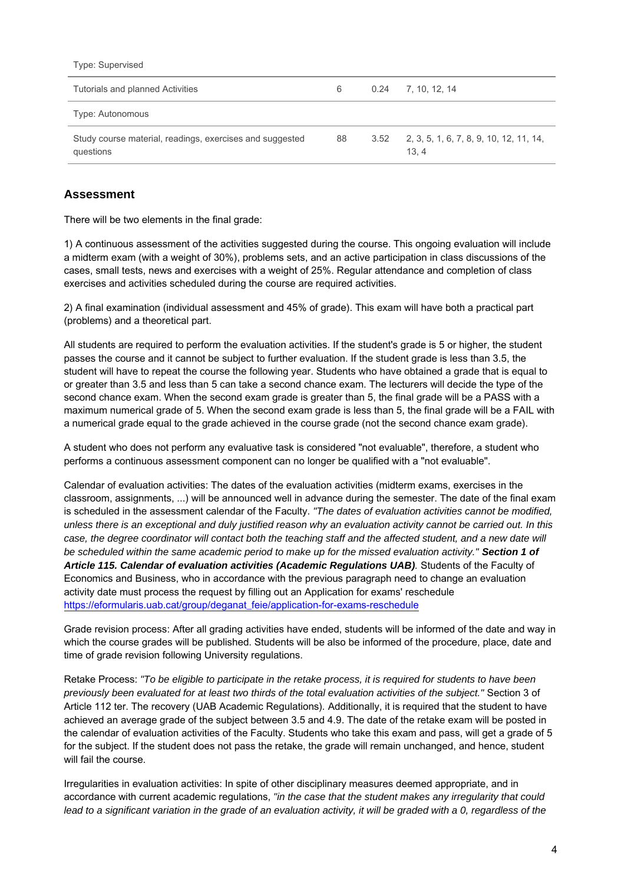| | | | |
|---|---|---|---|
| Type: Supervised | | | |
| Tutorials and planned Activities | 6 | 0.24 | 7, 10, 12, 14 |
| Type: Autonomous | | | |
| Study course material, readings, exercises and suggested questions | 88 | 3.52 | 2, 3, 5, 1, 6, 7, 8, 9, 10, 12, 11, 14, 13, 4 |

## Assessment

There will be two elements in the final grade:

1) A continuous assessment of the activities suggested during the course. This ongoing evaluation will include a midterm exam (with a weight of 30%), problems sets, and an active participation in class discussions of the cases, small tests, news and exercises with a weight of 25%. Regular attendance and completion of class exercises and activities scheduled during the course are required activities.

2) A final examination (individual assessment and 45% of grade). This exam will have both a practical part (problems) and a theoretical part.

All students are required to perform the evaluation activities. If the student's grade is 5 or higher, the student passes the course and it cannot be subject to further evaluation. If the student grade is less than 3.5, the student will have to repeat the course the following year. Students who have obtained a grade that is equal to or greater than 3.5 and less than 5 can take a second chance exam. The lecturers will decide the type of the second chance exam. When the second exam grade is greater than 5, the final grade will be a PASS with a maximum numerical grade of 5. When the second exam grade is less than 5, the final grade will be a FAIL with a numerical grade equal to the grade achieved in the course grade (not the second chance exam grade).

A student who does not perform any evaluative task is considered "not evaluable", therefore, a student who performs a continuous assessment component can no longer be qualified with a "not evaluable".

Calendar of evaluation activities: The dates of the evaluation activities (midterm exams, exercises in the classroom, assignments, ...) will be announced well in advance during the semester. The date of the final exam is scheduled in the assessment calendar of the Faculty. *"The dates of evaluation activities cannot be modified, unless there is an exceptional and duly justified reason why an evaluation activity cannot be carried out. In this case, the degree coordinator will contact both the teaching staff and the affected student, and a new date will be scheduled within the same academic period to make up for the missed evaluation activity."* ***Section 1 of Article 115. Calendar of evaluation activities (Academic Regulations UAB).*** Students of the Faculty of Economics and Business, who in accordance with the previous paragraph need to change an evaluation activity date must process the request by filling out an Application for exams' reschedule https://eformularis.uab.cat/group/deganat_feie/application-for-exams-reschedule

Grade revision process: After all grading activities have ended, students will be informed of the date and way in which the course grades will be published. Students will be also be informed of the procedure, place, date and time of grade revision following University regulations.

Retake Process: *"To be eligible to participate in the retake process, it is required for students to have been previously been evaluated for at least two thirds of the total evaluation activities of the subject."* Section 3 of Article 112 ter. The recovery (UAB Academic Regulations). Additionally, it is required that the student to have achieved an average grade of the subject between 3.5 and 4.9. The date of the retake exam will be posted in the calendar of evaluation activities of the Faculty. Students who take this exam and pass, will get a grade of 5 for the subject. If the student does not pass the retake, the grade will remain unchanged, and hence, student will fail the course.

Irregularities in evaluation activities: In spite of other disciplinary measures deemed appropriate, and in accordance with current academic regulations, *"in the case that the student makes any irregularity that could lead to a significant variation in the grade of an evaluation activity, it will be graded with a 0, regardless of the*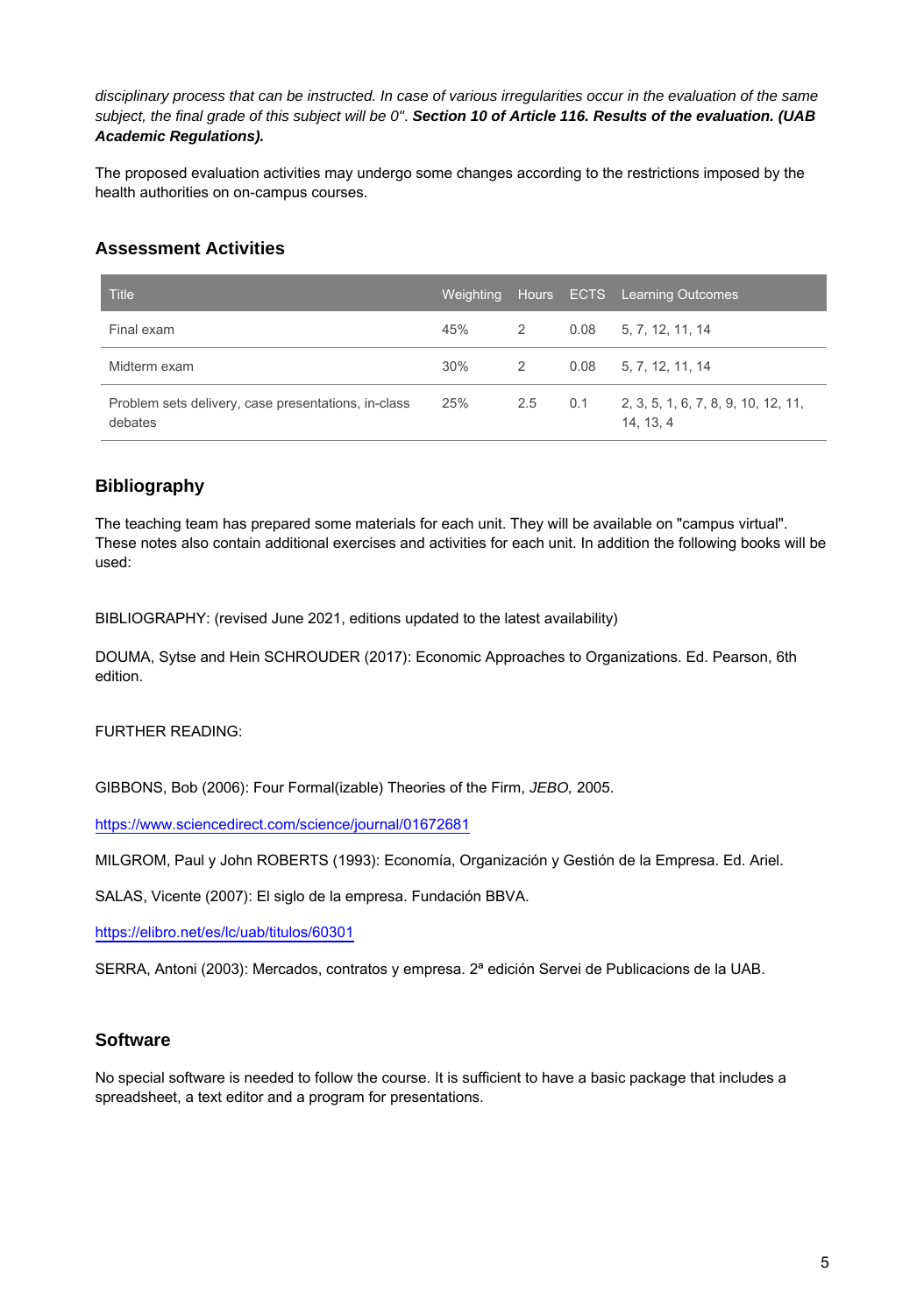*disciplinary process that can be instructed. In case of various irregularities occur in the evaluation of the same subject, the final grade of this subject will be 0". **Section 10 of Article 116. Results of the evaluation. (UAB Academic Regulations).***

The proposed evaluation activities may undergo some changes according to the restrictions imposed by the health authorities on on-campus courses.

## Assessment Activities

| Title | Weighting | Hours | ECTS | Learning Outcomes |
|---|---|---|---|---|
| Final exam | 45% | 2 | 0.08 | 5, 7, 12, 11, 14 |
| Midterm exam | 30% | 2 | 0.08 | 5, 7, 12, 11, 14 |
| Problem sets delivery, case presentations, in-class debates | 25% | 2.5 | 0.1 | 2, 3, 5, 1, 6, 7, 8, 9, 10, 12, 11, 14, 13, 4 |

## Bibliography

The teaching team has prepared some materials for each unit. They will be available on "campus virtual". These notes also contain additional exercises and activities for each unit. In addition the following books will be used:

BIBLIOGRAPHY: (revised June 2021, editions updated to the latest availability)

DOUMA, Sytse and Hein SCHROUDER (2017): Economic Approaches to Organizations. Ed. Pearson, 6th edition.

FURTHER READING:

GIBBONS, Bob (2006): Four Formal(izable) Theories of the Firm, *JEBO,* 2005.

https://www.sciencedirect.com/science/journal/01672681

MILGROM, Paul y John ROBERTS (1993): Economía, Organización y Gestión de la Empresa. Ed. Ariel.

SALAS, Vicente (2007): El siglo de la empresa. Fundación BBVA.

https://elibro.net/es/lc/uab/titulos/60301

SERRA, Antoni (2003): Mercados, contratos y empresa. 2ª edición Servei de Publicacions de la UAB.

## Software

No special software is needed to follow the course. It is sufficient to have a basic package that includes a spreadsheet, a text editor and a program for presentations.